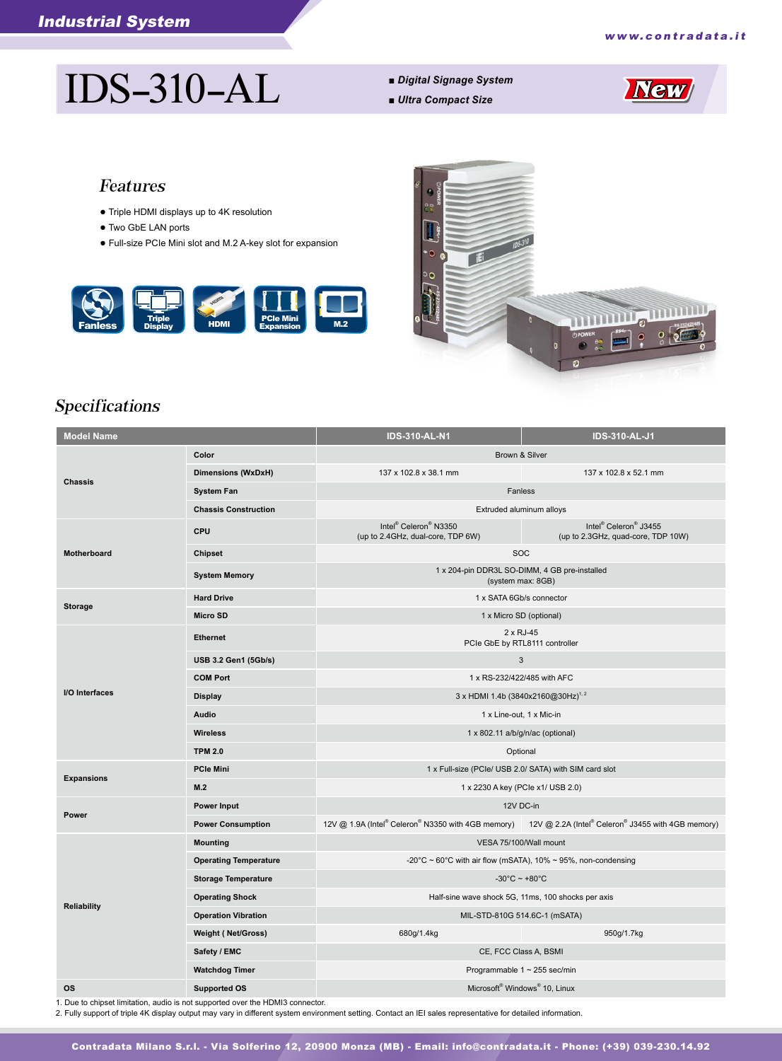# IDS-310-AL

- *Digital Signage System*
- *Ultra Compact Size*

New

## Features

- Triple HDMI displays up to 4K resolution
- Two GbE LAN ports
- Full-size PCIe Mini slot and M.2 A-key slot for expansion

Fanless | Triple Display | HDMI | PCIe Mini Expansion | M.2

## Specifications

| Model Name | | IDS-310-AL-N1 | IDS-310-AL-J1 |
|---|---|---|---|
| Chassis | Color | Brown & Silver | |
| | Dimensions (WxDxH) | 137 x 102.8 x 38.1 mm | 137 x 102.8 x 52.1 mm |
| | System Fan | Fanless | |
| | Chassis Construction | Extruded aluminum alloys | |
| Motherboard | CPU | Intel® Celeron® N3350 (up to 2.4GHz, dual-core, TDP 6W) | Intel® Celeron® J3455 (up to 2.3GHz, quad-core, TDP 10W) |
| | Chipset | SOC | |
| | System Memory | 1 x 204-pin DDR3L SO-DIMM, 4 GB pre-installed (system max: 8GB) | |
| Storage | Hard Drive | 1 x SATA 6Gb/s connector | |
| | Micro SD | 1 x Micro SD (optional) | |
| I/O Interfaces | Ethernet | 2 x RJ-45 PCIe GbE by RTL8111 controller | |
| | USB 3.2 Gen1 (5Gb/s) | 3 | |
| | COM Port | 1 x RS-232/422/485 with AFC | |
| | Display | 3 x HDMI 1.4b (3840x2160@30Hz)[1, 2] | |
| | Audio | 1 x Line-out, 1 x Mic-in | |
| | Wireless | 1 x 802.11 a/b/g/n/ac (optional) | |
| | TPM 2.0 | Optional | |
| Expansions | PCIe Mini | 1 x Full-size (PCIe/ USB 2.0/ SATA) with SIM card slot | |
| | M.2 | 1 x 2230 A key (PCIe x1/ USB 2.0) | |
| Power | Power Input | 12V DC-in | |
| | Power Consumption | 12V @ 1.9A (Intel® Celeron® N3350 with 4GB memory) | 12V @ 2.2A (Intel® Celeron® J3455 with 4GB memory) |
| Reliability | Mounting | VESA 75/100/Wall mount | |
| | Operating Temperature | -20°C ~ 60°C with air flow (mSATA), 10% ~ 95%, non-condensing | |
| | Storage Temperature | -30°C ~ +80°C | |
| | Operating Shock | Half-sine wave shock 5G, 11ms, 100 shocks per axis | |
| | Operation Vibration | MIL-STD-810G 514.6C-1 (mSATA) | |
| | Weight ( Net/Gross) | 680g/1.4kg | 950g/1.7kg |
| | Safety / EMC | CE, FCC Class A, BSMI | |
| | Watchdog Timer | Programmable 1 ~ 255 sec/min | |
| OS | Supported OS | Microsoft® Windows® 10, Linux | |

1. Due to chipset limitation, audio is not supported over the HDMI3 connector.
2. Fully support of triple 4K display output may vary in different system environment setting. Contact an IEI sales representative for detailed information.

Contradata Milano S.r.l. - Via Solferino 12, 20900 Monza (MB) - Email: info@contradata.it - Phone: (+39) 039-230.14.92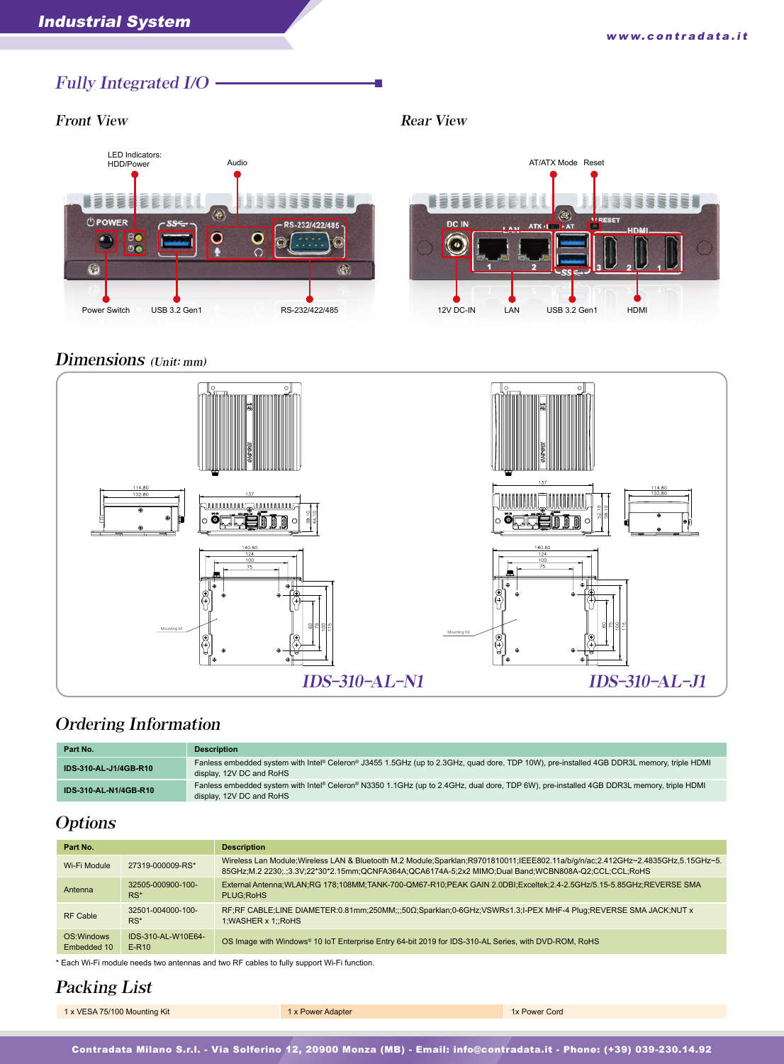## Fully Integrated I/O

### Front View

LED Indicators: HDD/Power

Audio

Power Switch

USB 3.2 Gen1

RS-232/422/485

### Rear View

AT/ATX Mode

Reset

12V DC-IN

LAN

USB 3.2 Gen1

HDMI

## Dimensions *(Unit: mm)*

IDS-310-AL-N1

IDS-310-AL-J1

## Ordering Information

| Part No. | Description |
| --- | --- |
| IDS-310-AL-J1/4GB-R10 | Fanless embedded system with Intel® Celeron® J3455 1.5GHz (up to 2.3GHz, quad dore, TDP 10W), pre-installed 4GB DDR3L memory, triple HDMI display, 12V DC and RoHS |
| IDS-310-AL-N1/4GB-R10 | Fanless embedded system with Intel® Celeron® N3350 1.1GHz (up to 2.4GHz, dual dore, TDP 6W), pre-installed 4GB DDR3L memory, triple HDMI display, 12V DC and RoHS |

## Options

| Part No. | | Description |
| --- | --- | --- |
| Wi-Fi Module | 27319-000009-RS* | Wireless Lan Module;Wireless LAN & Bluetooth M.2 Module;Sparklan;R9701810011;IEEE802.11a/b/g/n/ac;2.412GHz~2.4835GHz,5.15GHz~5.85GHz;M.2 2230;.;3.3V;22*30*2.15mm;QCNFA364A;QCA6174A-5;2x2 MIMO;Dual Band;WCBN808A-Q2;CCL;CCL;RoHS |
| Antenna | 32505-000900-100-RS* | External Antenna;WLAN;RG 178;108MM;TANK-700-QM67-R10;PEAK GAIN 2.0DBI;Exceltek;2.4-2.5GHz/5.15-5.85GHz;REVERSE SMA PLUG;RoHS |
| RF Cable | 32501-004000-100-RS* | RF;RF CABLE;LINE DIAMETER:0.81mm;250MM;;;50Ω;Sparklan;0-6GHz;VSWR≤1.3;I-PEX MHF-4 Plug;REVERSE SMA JACK;NUT x 1;WASHER x 1;;RoHS |
| OS:Windows Embedded 10 | IDS-310-AL-W10E64-E-R10 | OS Image with Windows® 10 IoT Enterprise Entry 64-bit 2019 for IDS-310-AL Series, with DVD-ROM, RoHS |

* Each Wi-Fi module needs two antennas and two RF cables to fully support Wi-Fi function.

## Packing List

| | | |
| --- | --- | --- |
| 1 x VESA 75/100 Mounting Kit | 1 x Power Adapter | 1x Power Cord |